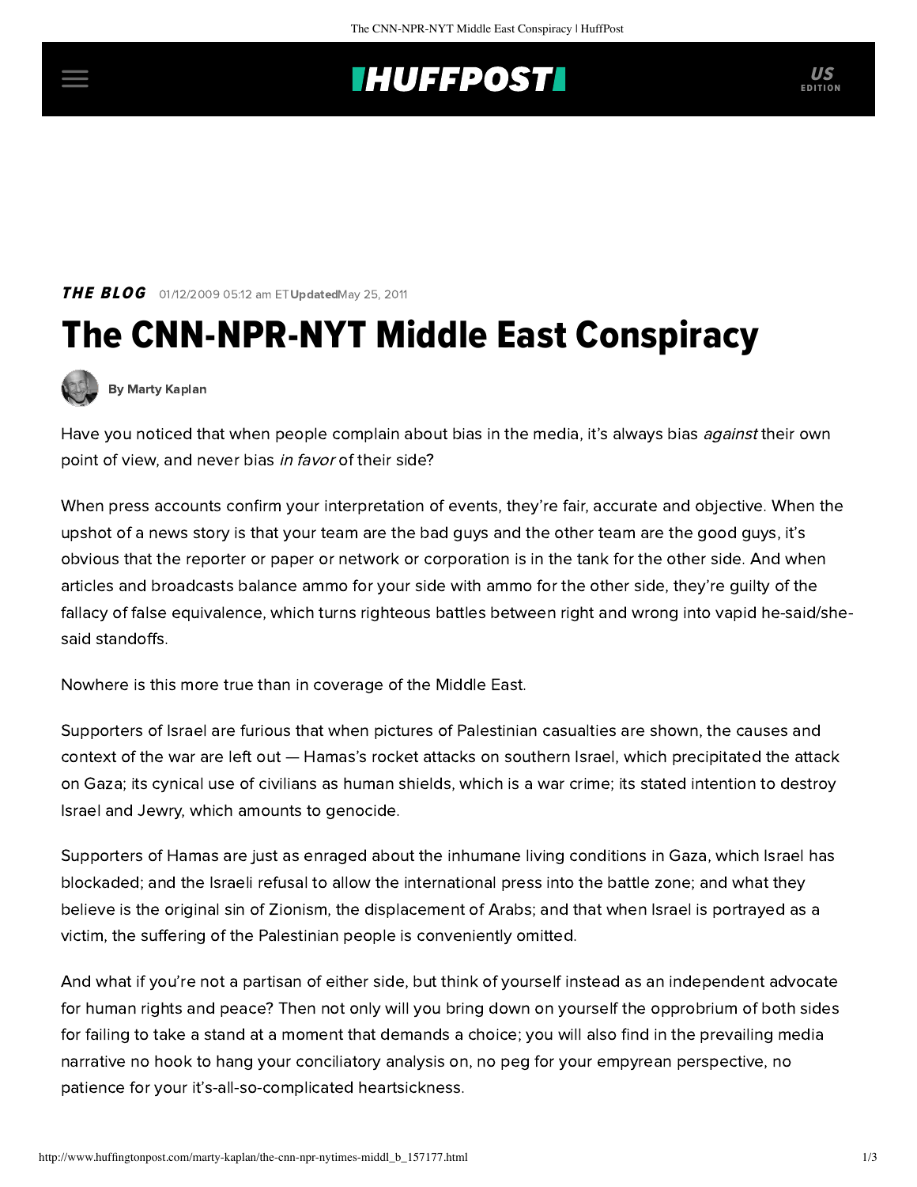THE BLOG 01/12/2009 05:12 am ET Updated May 25, 2011

# The CNN-NPR-NYT Middle East Conspiracy

By Marty Kaplan

Have you noticed that when people complain about bias in the media, it's always bias *against* their own point of view, and never bias *in favor* of their side?

When press accounts confirm your interpretation of events, they're fair, accurate and objective. When the upshot of a news story is that your team are the bad guys and the other team are the good guys, it's obvious that the reporter or paper or network or corporation is in the tank for the other side. And when articles and broadcasts balance ammo for your side with ammo for the other side, they're guilty of the fallacy of false equivalence, which turns righteous battles between right and wrong into vapid he-said/she-said standoffs.

Nowhere is this more true than in coverage of the Middle East.

Supporters of Israel are furious that when pictures of Palestinian casualties are shown, the causes and context of the war are left out — Hamas's rocket attacks on southern Israel, which precipitated the attack on Gaza; its cynical use of civilians as human shields, which is a war crime; its stated intention to destroy Israel and Jewry, which amounts to genocide.

Supporters of Hamas are just as enraged about the inhumane living conditions in Gaza, which Israel has blockaded; and the Israeli refusal to allow the international press into the battle zone; and what they believe is the original sin of Zionism, the displacement of Arabs; and that when Israel is portrayed as a victim, the suffering of the Palestinian people is conveniently omitted.

And what if you're not a partisan of either side, but think of yourself instead as an independent advocate for human rights and peace? Then not only will you bring down on yourself the opprobrium of both sides for failing to take a stand at a moment that demands a choice; you will also find in the prevailing media narrative no hook to hang your conciliatory analysis on, no peg for your empyrean perspective, no patience for your it's-all-so-complicated heartsickness.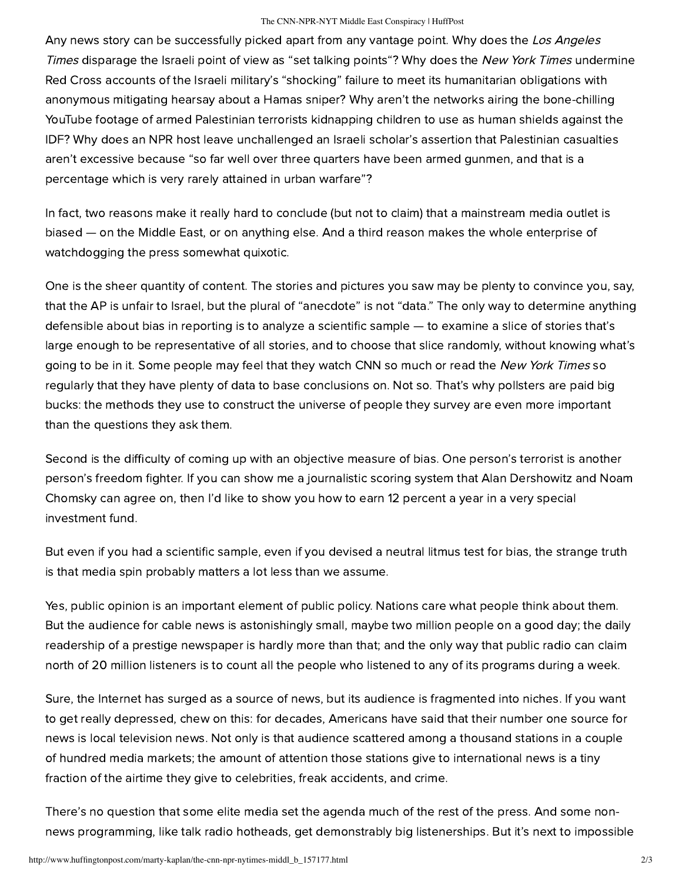Any news story can be successfully picked apart from any vantage point. Why does the *Los Angeles Times* disparage the Israeli point of view as "set talking points"? Why does the *New York Times* undermine Red Cross accounts of the Israeli military's "shocking" failure to meet its humanitarian obligations with anonymous mitigating hearsay about a Hamas sniper? Why aren't the networks airing the bone-chilling YouTube footage of armed Palestinian terrorists kidnapping children to use as human shields against the IDF? Why does an NPR host leave unchallenged an Israeli scholar's assertion that Palestinian casualties aren't excessive because "so far well over three quarters have been armed gunmen, and that is a percentage which is very rarely attained in urban warfare"?

In fact, two reasons make it really hard to conclude (but not to claim) that a mainstream media outlet is biased — on the Middle East, or on anything else. And a third reason makes the whole enterprise of watchdogging the press somewhat quixotic.

One is the sheer quantity of content. The stories and pictures you saw may be plenty to convince you, say, that the AP is unfair to Israel, but the plural of "anecdote" is not "data." The only way to determine anything defensible about bias in reporting is to analyze a scientific sample — to examine a slice of stories that's large enough to be representative of all stories, and to choose that slice randomly, without knowing what's going to be in it. Some people may feel that they watch CNN so much or read the *New York Times* so regularly that they have plenty of data to base conclusions on. Not so. That's why pollsters are paid big bucks: the methods they use to construct the universe of people they survey are even more important than the questions they ask them.

Second is the difficulty of coming up with an objective measure of bias. One person's terrorist is another person's freedom fighter. If you can show me a journalistic scoring system that Alan Dershowitz and Noam Chomsky can agree on, then I'd like to show you how to earn 12 percent a year in a very special investment fund.

But even if you had a scientific sample, even if you devised a neutral litmus test for bias, the strange truth is that media spin probably matters a lot less than we assume.

Yes, public opinion is an important element of public policy. Nations care what people think about them. But the audience for cable news is astonishingly small, maybe two million people on a good day; the daily readership of a prestige newspaper is hardly more than that; and the only way that public radio can claim north of 20 million listeners is to count all the people who listened to any of its programs during a week.

Sure, the Internet has surged as a source of news, but its audience is fragmented into niches. If you want to get really depressed, chew on this: for decades, Americans have said that their number one source for news is local television news. Not only is that audience scattered among a thousand stations in a couple of hundred media markets; the amount of attention those stations give to international news is a tiny fraction of the airtime they give to celebrities, freak accidents, and crime.

There's no question that some elite media set the agenda much of the rest of the press. And some non-news programming, like talk radio hotheads, get demonstrably big listenerships. But it's next to impossible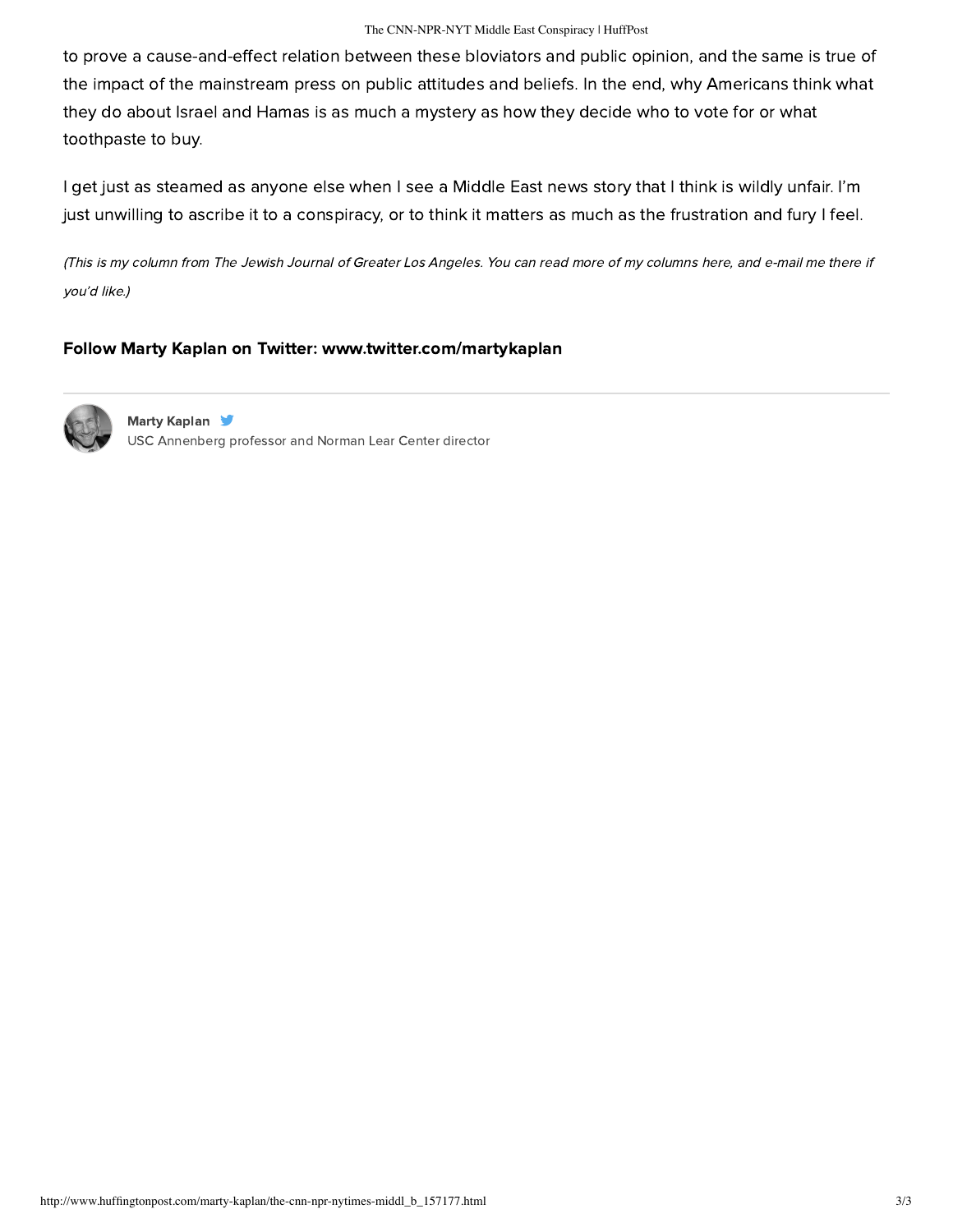to prove a cause-and-effect relation between these bloviators and public opinion, and the same is true of the impact of the mainstream press on public attitudes and beliefs. In the end, why Americans think what they do about Israel and Hamas is as much a mystery as how they decide who to vote for or what toothpaste to buy.

I get just as steamed as anyone else when I see a Middle East news story that I think is wildly unfair. I'm just unwilling to ascribe it to a conspiracy, or to think it matters as much as the frustration and fury I feel.

*(This is my column from The Jewish Journal of Greater Los Angeles. You can read more of my columns here, and e-mail me there if you'd like.)*

**Follow Marty Kaplan on Twitter: www.twitter.com/martykaplan**

---

**Marty Kaplan**
USC Annenberg professor and Norman Lear Center director